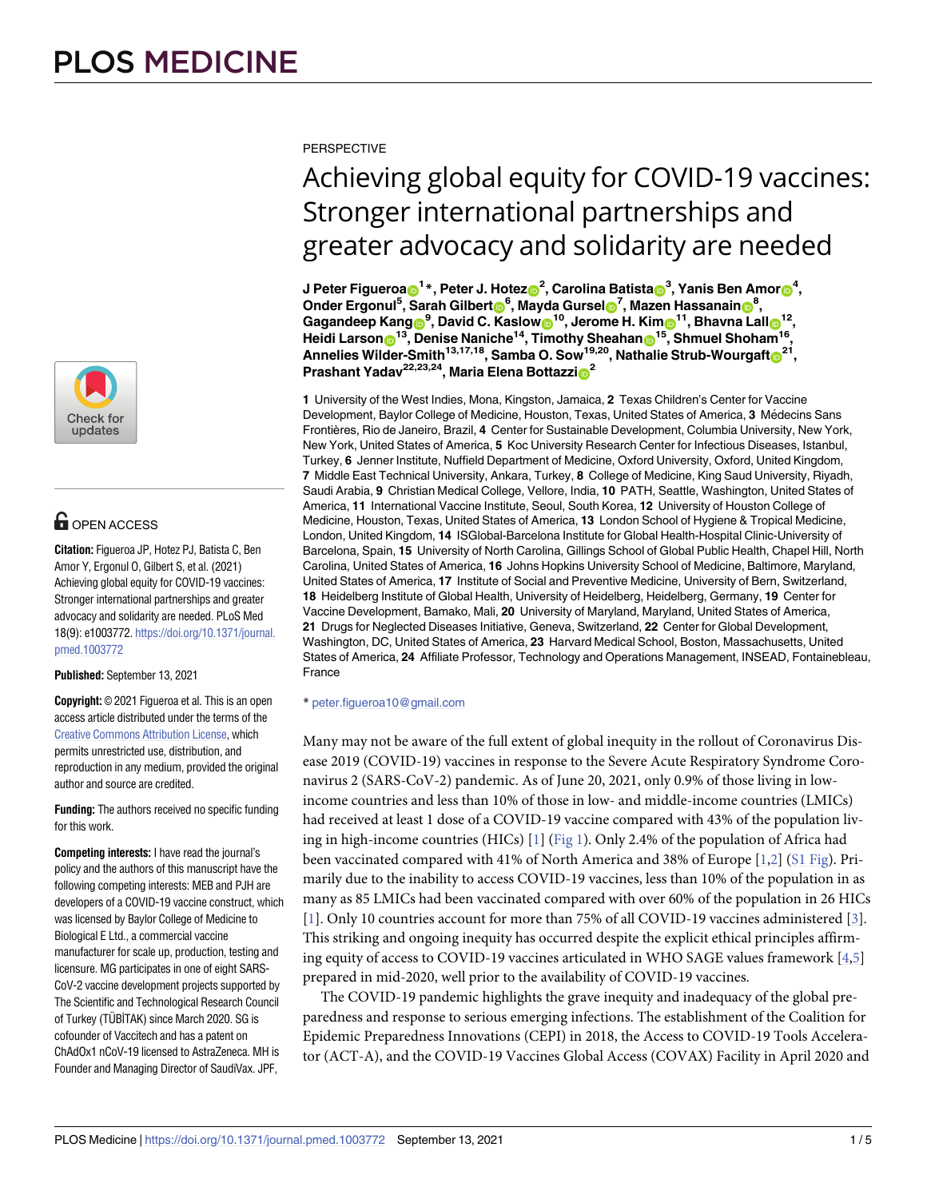PERSPECTIVE

# Achieving global equity for COVID-19 vaccines: Stronger international partnerships and greater advocacy and solidarity are needed

**J Peter Figueroa[1]*, Peter J. Hotez[2], Carolina Batista[3], Yanis Ben Amor[4], Onder Ergonul[5], Sarah Gilbert[6], Mayda Gursel[7], Mazen Hassanain[8], Gagandeep Kang[9], David C. Kaslow[10], Jerome H. Kim[11], Bhavna Lall[12], Heidi Larson[13], Denise Naniche[14], Timothy Sheahan[15], Shmuel Shoham[16], Annelies Wilder-Smith[13,17,18], Samba O. Sow[19,20], Nathalie Strub-Wourgaft[21], Prashant Yadav[22,23,24], Maria Elena Bottazzi[2]**

**1** University of the West Indies, Mona, Kingston, Jamaica, **2** Texas Children's Center for Vaccine Development, Baylor College of Medicine, Houston, Texas, United States of America, **3** Médecins Sans Frontières, Rio de Janeiro, Brazil, **4** Center for Sustainable Development, Columbia University, New York, New York, United States of America, **5** Koc University Research Center for Infectious Diseases, Istanbul, Turkey, **6** Jenner Institute, Nuffield Department of Medicine, Oxford University, Oxford, United Kingdom, **7** Middle East Technical University, Ankara, Turkey, **8** College of Medicine, King Saud University, Riyadh, Saudi Arabia, **9** Christian Medical College, Vellore, India, **10** PATH, Seattle, Washington, United States of America, **11** International Vaccine Institute, Seoul, South Korea, **12** University of Houston College of Medicine, Houston, Texas, United States of America, **13** London School of Hygiene & Tropical Medicine, London, United Kingdom, **14** ISGlobal-Barcelona Institute for Global Health-Hospital Clinic-University of Barcelona, Spain, **15** University of North Carolina, Gillings School of Global Public Health, Chapel Hill, North Carolina, United States of America, **16** Johns Hopkins University School of Medicine, Baltimore, Maryland, United States of America, **17** Institute of Social and Preventive Medicine, University of Bern, Switzerland, **18** Heidelberg Institute of Global Health, University of Heidelberg, Heidelberg, Germany, **19** Center for Vaccine Development, Bamako, Mali, **20** University of Maryland, Maryland, United States of America, **21** Drugs for Neglected Diseases Initiative, Geneva, Switzerland, **22** Center for Global Development, Washington, DC, United States of America, **23** Harvard Medical School, Boston, Massachusetts, United States of America, **24** Affiliate Professor, Technology and Operations Management, INSEAD, Fontainebleau, France

* peter.figueroa10@gmail.com

OPEN ACCESS

**Citation:** Figueroa JP, Hotez PJ, Batista C, Ben Amor Y, Ergonul O, Gilbert S, et al. (2021) Achieving global equity for COVID-19 vaccines: Stronger international partnerships and greater advocacy and solidarity are needed. PLoS Med 18(9): e1003772. https://doi.org/10.1371/journal.pmed.1003772

**Published:** September 13, 2021

**Copyright:** © 2021 Figueroa et al. This is an open access article distributed under the terms of the Creative Commons Attribution License, which permits unrestricted use, distribution, and reproduction in any medium, provided the original author and source are credited.

**Funding:** The authors received no specific funding for this work.

**Competing interests:** I have read the journal's policy and the authors of this manuscript have the following competing interests: MEB and PJH are developers of a COVID-19 vaccine construct, which was licensed by Baylor College of Medicine to Biological E Ltd., a commercial vaccine manufacturer for scale up, production, testing and licensure. MG participates in one of eight SARS-CoV-2 vaccine development projects supported by The Scientific and Technological Research Council of Turkey (TÜBİTAK) since March 2020. SG is cofounder of Vaccitech and has a patent on ChAdOx1 nCoV-19 licensed to AstraZeneca. MH is Founder and Managing Director of SaudiVax. JPF,

Many may not be aware of the full extent of global inequity in the rollout of Coronavirus Disease 2019 (COVID-19) vaccines in response to the Severe Acute Respiratory Syndrome Coronavirus 2 (SARS-CoV-2) pandemic. As of June 20, 2021, only 0.9% of those living in low-income countries and less than 10% of those in low- and middle-income countries (LMICs) had received at least 1 dose of a COVID-19 vaccine compared with 43% of the population living in high-income countries (HICs) [1] (Fig 1). Only 2.4% of the population of Africa had been vaccinated compared with 41% of North America and 38% of Europe [1,2] (S1 Fig). Primarily due to the inability to access COVID-19 vaccines, less than 10% of the population in as many as 85 LMICs had been vaccinated compared with over 60% of the population in 26 HICs [1]. Only 10 countries account for more than 75% of all COVID-19 vaccines administered [3]. This striking and ongoing inequity has occurred despite the explicit ethical principles affirming equity of access to COVID-19 vaccines articulated in WHO SAGE values framework [4,5] prepared in mid-2020, well prior to the availability of COVID-19 vaccines.

The COVID-19 pandemic highlights the grave inequity and inadequacy of the global preparedness and response to serious emerging infections. The establishment of the Coalition for Epidemic Preparedness Innovations (CEPI) in 2018, the Access to COVID-19 Tools Accelerator (ACT-A), and the COVID-19 Vaccines Global Access (COVAX) Facility in April 2020 and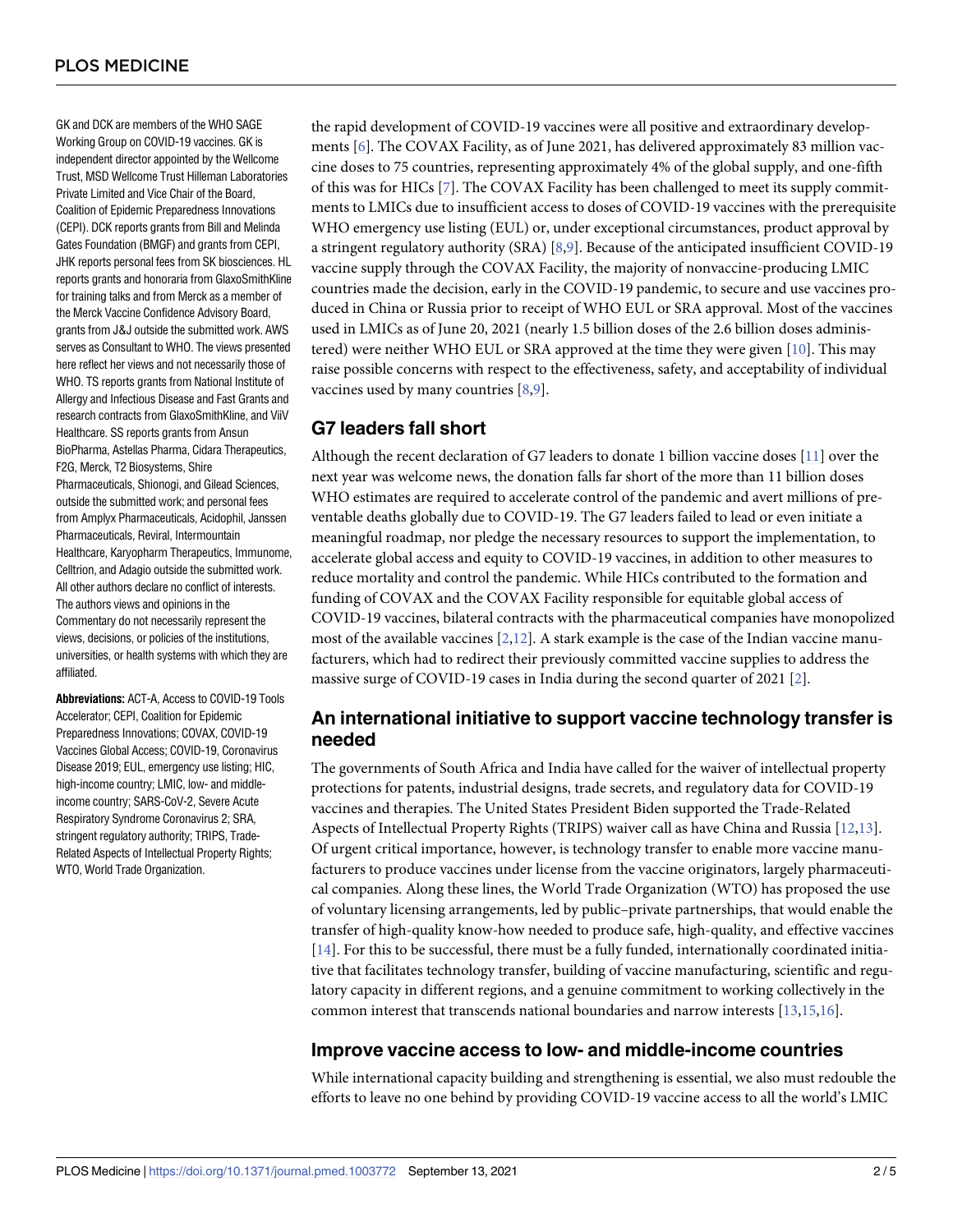GK and DCK are members of the WHO SAGE Working Group on COVID-19 vaccines. GK is independent director appointed by the Wellcome Trust, MSD Wellcome Trust Hilleman Laboratories Private Limited and Vice Chair of the Board, Coalition of Epidemic Preparedness Innovations (CEPI). DCK reports grants from Bill and Melinda Gates Foundation (BMGF) and grants from CEPI, JHK reports personal fees from SK biosciences. HL reports grants and honoraria from GlaxoSmithKline for training talks and from Merck as a member of the Merck Vaccine Confidence Advisory Board, grants from J&J outside the submitted work. AWS serves as Consultant to WHO. The views presented here reflect her views and not necessarily those of WHO. TS reports grants from National Institute of Allergy and Infectious Disease and Fast Grants and research contracts from GlaxoSmithKline, and ViiV Healthcare. SS reports grants from Ansun BioPharma, Astellas Pharma, Cidara Therapeutics, F2G, Merck, T2 Biosystems, Shire Pharmaceuticals, Shionogi, and Gilead Sciences, outside the submitted work; and personal fees from Amplyx Pharmaceuticals, Acidophil, Janssen Pharmaceuticals, Reviral, Intermountain Healthcare, Karyopharm Therapeutics, Immunome, Celltrion, and Adagio outside the submitted work. All other authors declare no conflict of interests. The authors views and opinions in the Commentary do not necessarily represent the views, decisions, or policies of the institutions, universities, or health systems with which they are affiliated.

**Abbreviations:** ACT-A, Access to COVID-19 Tools Accelerator; CEPI, Coalition for Epidemic Preparedness Innovations; COVAX, COVID-19 Vaccines Global Access; COVID-19, Coronavirus Disease 2019; EUL, emergency use listing; HIC, high-income country; LMIC, low- and middle-income country; SARS-CoV-2, Severe Acute Respiratory Syndrome Coronavirus 2; SRA, stringent regulatory authority; TRIPS, Trade-Related Aspects of Intellectual Property Rights; WTO, World Trade Organization.

the rapid development of COVID-19 vaccines were all positive and extraordinary developments [6]. The COVAX Facility, as of June 2021, has delivered approximately 83 million vaccine doses to 75 countries, representing approximately 4% of the global supply, and one-fifth of this was for HICs [7]. The COVAX Facility has been challenged to meet its supply commitments to LMICs due to insufficient access to doses of COVID-19 vaccines with the prerequisite WHO emergency use listing (EUL) or, under exceptional circumstances, product approval by a stringent regulatory authority (SRA) [8,9]. Because of the anticipated insufficient COVID-19 vaccine supply through the COVAX Facility, the majority of nonvaccine-producing LMIC countries made the decision, early in the COVID-19 pandemic, to secure and use vaccines produced in China or Russia prior to receipt of WHO EUL or SRA approval. Most of the vaccines used in LMICs as of June 20, 2021 (nearly 1.5 billion doses of the 2.6 billion doses administered) were neither WHO EUL or SRA approved at the time they were given [10]. This may raise possible concerns with respect to the effectiveness, safety, and acceptability of individual vaccines used by many countries [8,9].

## G7 leaders fall short

Although the recent declaration of G7 leaders to donate 1 billion vaccine doses [11] over the next year was welcome news, the donation falls far short of the more than 11 billion doses WHO estimates are required to accelerate control of the pandemic and avert millions of preventable deaths globally due to COVID-19. The G7 leaders failed to lead or even initiate a meaningful roadmap, nor pledge the necessary resources to support the implementation, to accelerate global access and equity to COVID-19 vaccines, in addition to other measures to reduce mortality and control the pandemic. While HICs contributed to the formation and funding of COVAX and the COVAX Facility responsible for equitable global access of COVID-19 vaccines, bilateral contracts with the pharmaceutical companies have monopolized most of the available vaccines [2,12]. A stark example is the case of the Indian vaccine manufacturers, which had to redirect their previously committed vaccine supplies to address the massive surge of COVID-19 cases in India during the second quarter of 2021 [2].

## An international initiative to support vaccine technology transfer is needed

The governments of South Africa and India have called for the waiver of intellectual property protections for patents, industrial designs, trade secrets, and regulatory data for COVID-19 vaccines and therapies. The United States President Biden supported the Trade-Related Aspects of Intellectual Property Rights (TRIPS) waiver call as have China and Russia [12,13]. Of urgent critical importance, however, is technology transfer to enable more vaccine manufacturers to produce vaccines under license from the vaccine originators, largely pharmaceutical companies. Along these lines, the World Trade Organization (WTO) has proposed the use of voluntary licensing arrangements, led by public–private partnerships, that would enable the transfer of high-quality know-how needed to produce safe, high-quality, and effective vaccines [14]. For this to be successful, there must be a fully funded, internationally coordinated initiative that facilitates technology transfer, building of vaccine manufacturing, scientific and regulatory capacity in different regions, and a genuine commitment to working collectively in the common interest that transcends national boundaries and narrow interests [13,15,16].

## Improve vaccine access to low- and middle-income countries

While international capacity building and strengthening is essential, we also must redouble the efforts to leave no one behind by providing COVID-19 vaccine access to all the world's LMIC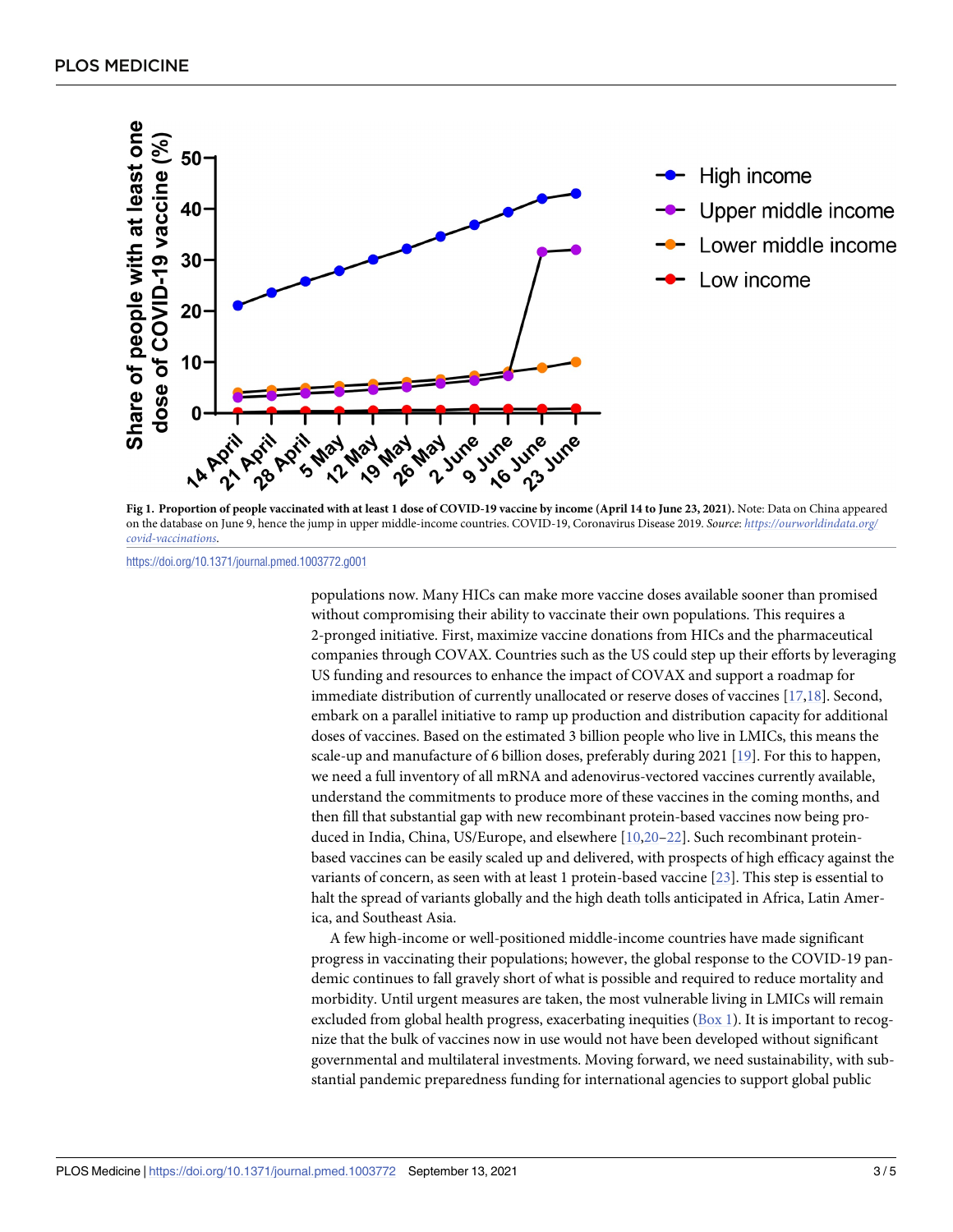**Fig 1. Proportion of people vaccinated with at least 1 dose of COVID-19 vaccine by income (April 14 to June 23, 2021).** Note: Data on China appeared on the database on June 9, hence the jump in upper middle-income countries. COVID-19, Coronavirus Disease 2019. *Source*: *https://ourworldindata.org/covid-vaccinations*.

https://doi.org/10.1371/journal.pmed.1003772.g001

populations now. Many HICs can make more vaccine doses available sooner than promised without compromising their ability to vaccinate their own populations. This requires a 2-pronged initiative. First, maximize vaccine donations from HICs and the pharmaceutical companies through COVAX. Countries such as the US could step up their efforts by leveraging US funding and resources to enhance the impact of COVAX and support a roadmap for immediate distribution of currently unallocated or reserve doses of vaccines [17,18]. Second, embark on a parallel initiative to ramp up production and distribution capacity for additional doses of vaccines. Based on the estimated 3 billion people who live in LMICs, this means the scale-up and manufacture of 6 billion doses, preferably during 2021 [19]. For this to happen, we need a full inventory of all mRNA and adenovirus-vectored vaccines currently available, understand the commitments to produce more of these vaccines in the coming months, and then fill that substantial gap with new recombinant protein-based vaccines now being produced in India, China, US/Europe, and elsewhere [10,20–22]. Such recombinant protein-based vaccines can be easily scaled up and delivered, with prospects of high efficacy against the variants of concern, as seen with at least 1 protein-based vaccine [23]. This step is essential to halt the spread of variants globally and the high death tolls anticipated in Africa, Latin America, and Southeast Asia.

A few high-income or well-positioned middle-income countries have made significant progress in vaccinating their populations; however, the global response to the COVID-19 pandemic continues to fall gravely short of what is possible and required to reduce mortality and morbidity. Until urgent measures are taken, the most vulnerable living in LMICs will remain excluded from global health progress, exacerbating inequities (Box 1). It is important to recognize that the bulk of vaccines now in use would not have been developed without significant governmental and multilateral investments. Moving forward, we need sustainability, with substantial pandemic preparedness funding for international agencies to support global public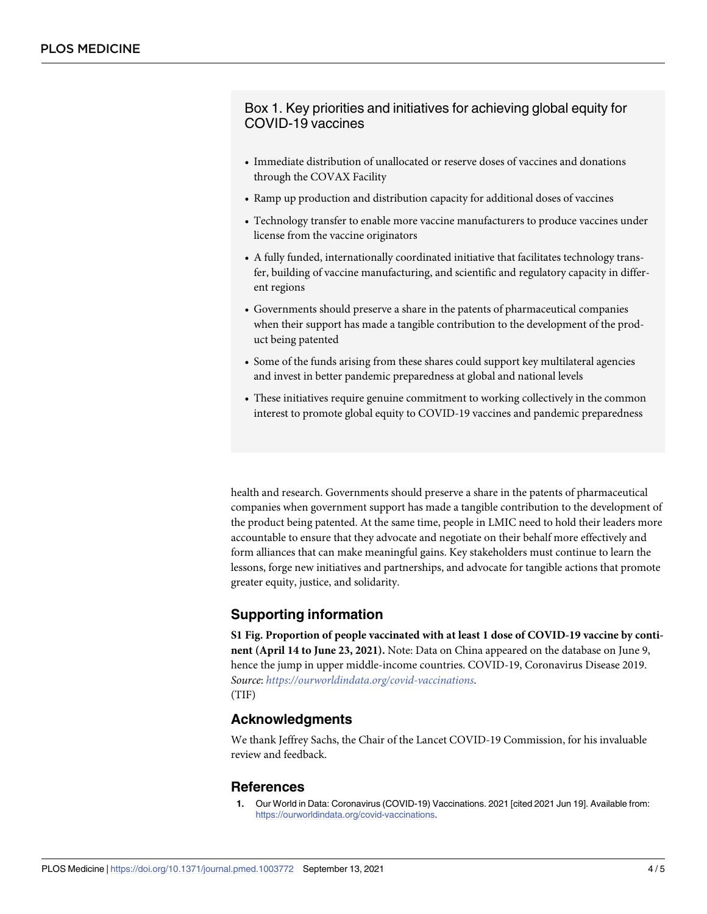### Box 1. Key priorities and initiatives for achieving global equity for COVID-19 vaccines

- Immediate distribution of unallocated or reserve doses of vaccines and donations through the COVAX Facility
- Ramp up production and distribution capacity for additional doses of vaccines
- Technology transfer to enable more vaccine manufacturers to produce vaccines under license from the vaccine originators
- A fully funded, internationally coordinated initiative that facilitates technology transfer, building of vaccine manufacturing, and scientific and regulatory capacity in different regions
- Governments should preserve a share in the patents of pharmaceutical companies when their support has made a tangible contribution to the development of the product being patented
- Some of the funds arising from these shares could support key multilateral agencies and invest in better pandemic preparedness at global and national levels
- These initiatives require genuine commitment to working collectively in the common interest to promote global equity to COVID-19 vaccines and pandemic preparedness

health and research. Governments should preserve a share in the patents of pharmaceutical companies when government support has made a tangible contribution to the development of the product being patented. At the same time, people in LMIC need to hold their leaders more accountable to ensure that they advocate and negotiate on their behalf more effectively and form alliances that can make meaningful gains. Key stakeholders must continue to learn the lessons, forge new initiatives and partnerships, and advocate for tangible actions that promote greater equity, justice, and solidarity.

## Supporting information

**S1 Fig. Proportion of people vaccinated with at least 1 dose of COVID-19 vaccine by continent (April 14 to June 23, 2021).** Note: Data on China appeared on the database on June 9, hence the jump in upper middle-income countries. COVID-19, Coronavirus Disease 2019. *Source*: *https://ourworldindata.org/covid-vaccinations*.
(TIF)

## Acknowledgments

We thank Jeffrey Sachs, the Chair of the Lancet COVID-19 Commission, for his invaluable review and feedback.

## References

1. Our World in Data: Coronavirus (COVID-19) Vaccinations. 2021 [cited 2021 Jun 19]. Available from: https://ourworldindata.org/covid-vaccinations.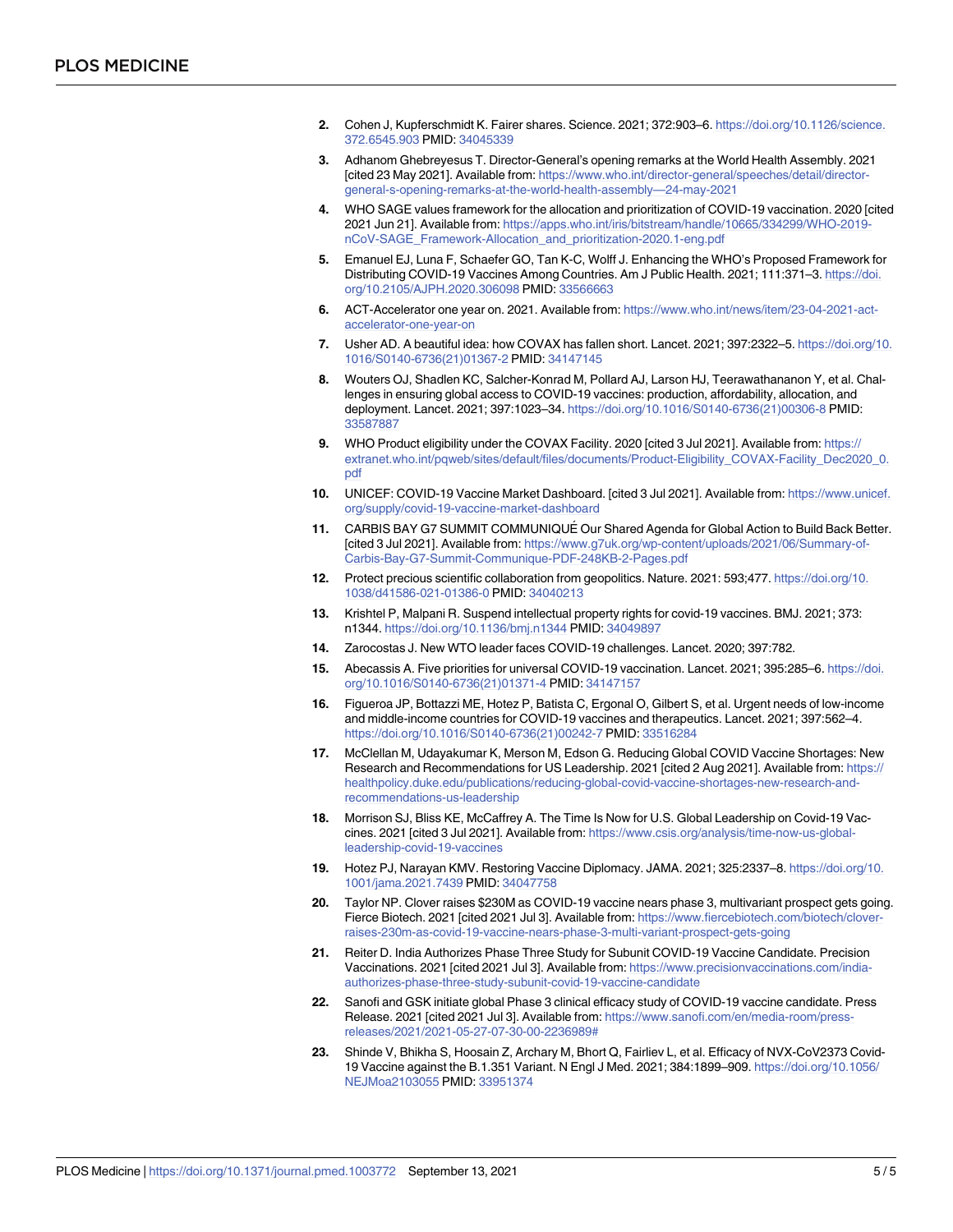2. Cohen J, Kupferschmidt K. Fairer shares. Science. 2021; 372:903–6. https://doi.org/10.1126/science.372.6545.903 PMID: 34045339
3. Adhanom Ghebreyesus T. Director-General's opening remarks at the World Health Assembly. 2021 [cited 23 May 2021]. Available from: https://www.who.int/director-general/speeches/detail/director-general-s-opening-remarks-at-the-world-health-assembly—24-may-2021
4. WHO SAGE values framework for the allocation and prioritization of COVID-19 vaccination. 2020 [cited 2021 Jun 21]. Available from: https://apps.who.int/iris/bitstream/handle/10665/334299/WHO-2019-nCoV-SAGE_Framework-Allocation_and_prioritization-2020.1-eng.pdf
5. Emanuel EJ, Luna F, Schaefer GO, Tan K-C, Wolff J. Enhancing the WHO's Proposed Framework for Distributing COVID-19 Vaccines Among Countries. Am J Public Health. 2021; 111:371–3. https://doi.org/10.2105/AJPH.2020.306098 PMID: 33566663
6. ACT-Accelerator one year on. 2021. Available from: https://www.who.int/news/item/23-04-2021-act-accelerator-one-year-on
7. Usher AD. A beautiful idea: how COVAX has fallen short. Lancet. 2021; 397:2322–5. https://doi.org/10.1016/S0140-6736(21)01367-2 PMID: 34147145
8. Wouters OJ, Shadlen KC, Salcher-Konrad M, Pollard AJ, Larson HJ, Teerawattananon Y, et al. Challenges in ensuring global access to COVID-19 vaccines: production, affordability, allocation, and deployment. Lancet. 2021; 397:1023–34. https://doi.org/10.1016/S0140-6736(21)00306-8 PMID: 33587887
9. WHO Product eligibility under the COVAX Facility. 2020 [cited 3 Jul 2021]. Available from: https://extranet.who.int/pqweb/sites/default/files/documents/Product-Eligibility_COVAX-Facility_Dec2020_0.pdf
10. UNICEF: COVID-19 Vaccine Market Dashboard. [cited 3 Jul 2021]. Available from: https://www.unicef.org/supply/covid-19-vaccine-market-dashboard
11. CARBIS BAY G7 SUMMIT COMMUNIQUÉ Our Shared Agenda for Global Action to Build Back Better. [cited 3 Jul 2021]. Available from: https://www.g7uk.org/wp-content/uploads/2021/06/Summary-of-Carbis-Bay-G7-Summit-Communique-PDF-248KB-2-Pages.pdf
12. Protect precious scientific collaboration from geopolitics. Nature. 2021: 593;477. https://doi.org/10.1038/d41586-021-01386-0 PMID: 34040213
13. Krishtel P, Malpani R. Suspend intellectual property rights for covid-19 vaccines. BMJ. 2021; 373: n1344. https://doi.org/10.1136/bmj.n1344 PMID: 34049897
14. Zarocostas J. New WTO leader faces COVID-19 challenges. Lancet. 2020; 397:782.
15. Abecassis A. Five priorities for universal COVID-19 vaccination. Lancet. 2021; 395:285–6. https://doi.org/10.1016/S0140-6736(21)01371-4 PMID: 34147157
16. Figueroa JP, Bottazzi ME, Hotez P, Batista C, Ergonal O, Gilbert S, et al. Urgent needs of low-income and middle-income countries for COVID-19 vaccines and therapeutics. Lancet. 2021; 397:562–4. https://doi.org/10.1016/S0140-6736(21)00242-7 PMID: 33516284
17. McClellan M, Udayakumar K, Merson M, Edson G. Reducing Global COVID Vaccine Shortages: New Research and Recommendations for US Leadership. 2021 [cited 2 Aug 2021]. Available from: https://healthpolicy.duke.edu/publications/reducing-global-covid-vaccine-shortages-new-research-and-recommendations-us-leadership
18. Morrison SJ, Bliss KE, McCaffrey A. The Time Is Now for U.S. Global Leadership on Covid-19 Vaccines. 2021 [cited 3 Jul 2021]. Available from: https://www.csis.org/analysis/time-now-us-global-leadership-covid-19-vaccines
19. Hotez PJ, Narayan KMV. Restoring Vaccine Diplomacy. JAMA. 2021; 325:2337–8. https://doi.org/10.1001/jama.2021.7439 PMID: 34047758
20. Taylor NP. Clover raises $230M as COVID-19 vaccine nears phase 3, multivariant prospect gets going. Fierce Biotech. 2021 [cited 2021 Jul 3]. Available from: https://www.fiercebiotech.com/biotech/clover-raises-230m-as-covid-19-vaccine-nears-phase-3-multi-variant-prospect-gets-going
21. Reiter D. India Authorizes Phase Three Study for Subunit COVID-19 Vaccine Candidate. Precision Vaccinations. 2021 [cited 2021 Jul 3]. Available from: https://www.precisionvaccinations.com/india-authorizes-phase-three-study-subunit-covid-19-vaccine-candidate
22. Sanofi and GSK initiate global Phase 3 clinical efficacy study of COVID-19 vaccine candidate. Press Release. 2021 [cited 2021 Jul 3]. Available from: https://www.sanofi.com/en/media-room/press-releases/2021/2021-05-27-07-30-00-2236989#
23. Shinde V, Bhikha S, Hoosain Z, Archary M, Bhort Q, Fairlie L, et al. Efficacy of NVX-CoV2373 Covid-19 Vaccine against the B.1.351 Variant. N Engl J Med. 2021; 384:1899–909. https://doi.org/10.1056/NEJMoa2103055 PMID: 33951374